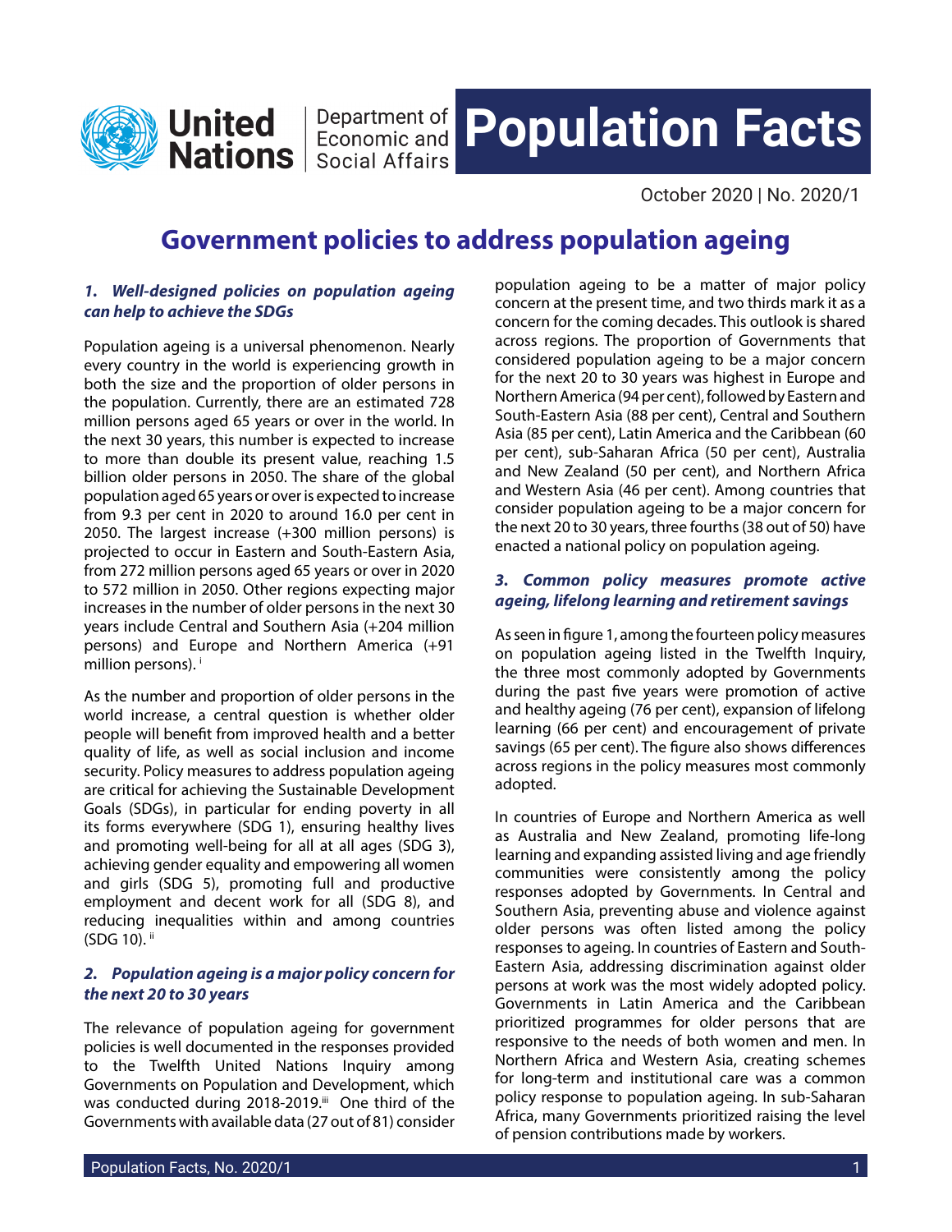United Nations | Department of Economic and Social Affairs

# Population Facts

October 2020 | No. 2020/1

## Government policies to address population ageing

### *1. Well-designed policies on population ageing can help to achieve the SDGs*

Population ageing is a universal phenomenon. Nearly every country in the world is experiencing growth in both the size and the proportion of older persons in the population. Currently, there are an estimated 728 million persons aged 65 years or over in the world. In the next 30 years, this number is expected to increase to more than double its present value, reaching 1.5 billion older persons in 2050. The share of the global population aged 65 years or over is expected to increase from 9.3 per cent in 2020 to around 16.0 per cent in 2050. The largest increase (+300 million persons) is projected to occur in Eastern and South-Eastern Asia, from 272 million persons aged 65 years or over in 2020 to 572 million in 2050. Other regions expecting major increases in the number of older persons in the next 30 years include Central and Southern Asia (+204 million persons) and Europe and Northern America (+91 million persons). [i]

As the number and proportion of older persons in the world increase, a central question is whether older people will benefit from improved health and a better quality of life, as well as social inclusion and income security. Policy measures to address population ageing are critical for achieving the Sustainable Development Goals (SDGs), in particular for ending poverty in all its forms everywhere (SDG 1), ensuring healthy lives and promoting well-being for all at all ages (SDG 3), achieving gender equality and empowering all women and girls (SDG 5), promoting full and productive employment and decent work for all (SDG 8), and reducing inequalities within and among countries (SDG 10). [ii]

### *2. Population ageing is a major policy concern for the next 20 to 30 years*

The relevance of population ageing for government policies is well documented in the responses provided to the Twelfth United Nations Inquiry among Governments on Population and Development, which was conducted during 2018-2019.[iii] One third of the Governments with available data (27 out of 81) consider population ageing to be a matter of major policy concern at the present time, and two thirds mark it as a concern for the coming decades. This outlook is shared across regions. The proportion of Governments that considered population ageing to be a major concern for the next 20 to 30 years was highest in Europe and Northern America (94 per cent), followed by Eastern and South-Eastern Asia (88 per cent), Central and Southern Asia (85 per cent), Latin America and the Caribbean (60 per cent), sub-Saharan Africa (50 per cent), Australia and New Zealand (50 per cent), and Northern Africa and Western Asia (46 per cent). Among countries that consider population ageing to be a major concern for the next 20 to 30 years, three fourths (38 out of 50) have enacted a national policy on population ageing.

### *3. Common policy measures promote active ageing, lifelong learning and retirement savings*

As seen in figure 1, among the fourteen policy measures on population ageing listed in the Twelfth Inquiry, the three most commonly adopted by Governments during the past five years were promotion of active and healthy ageing (76 per cent), expansion of lifelong learning (66 per cent) and encouragement of private savings (65 per cent). The figure also shows differences across regions in the policy measures most commonly adopted.

In countries of Europe and Northern America as well as Australia and New Zealand, promoting life-long learning and expanding assisted living and age friendly communities were consistently among the policy responses adopted by Governments. In Central and Southern Asia, preventing abuse and violence against older persons was often listed among the policy responses to ageing. In countries of Eastern and South-Eastern Asia, addressing discrimination against older persons at work was the most widely adopted policy. Governments in Latin America and the Caribbean prioritized programmes for older persons that are responsive to the needs of both women and men. In Northern Africa and Western Asia, creating schemes for long-term and institutional care was a common policy response to population ageing. In sub-Saharan Africa, many Governments prioritized raising the level of pension contributions made by workers.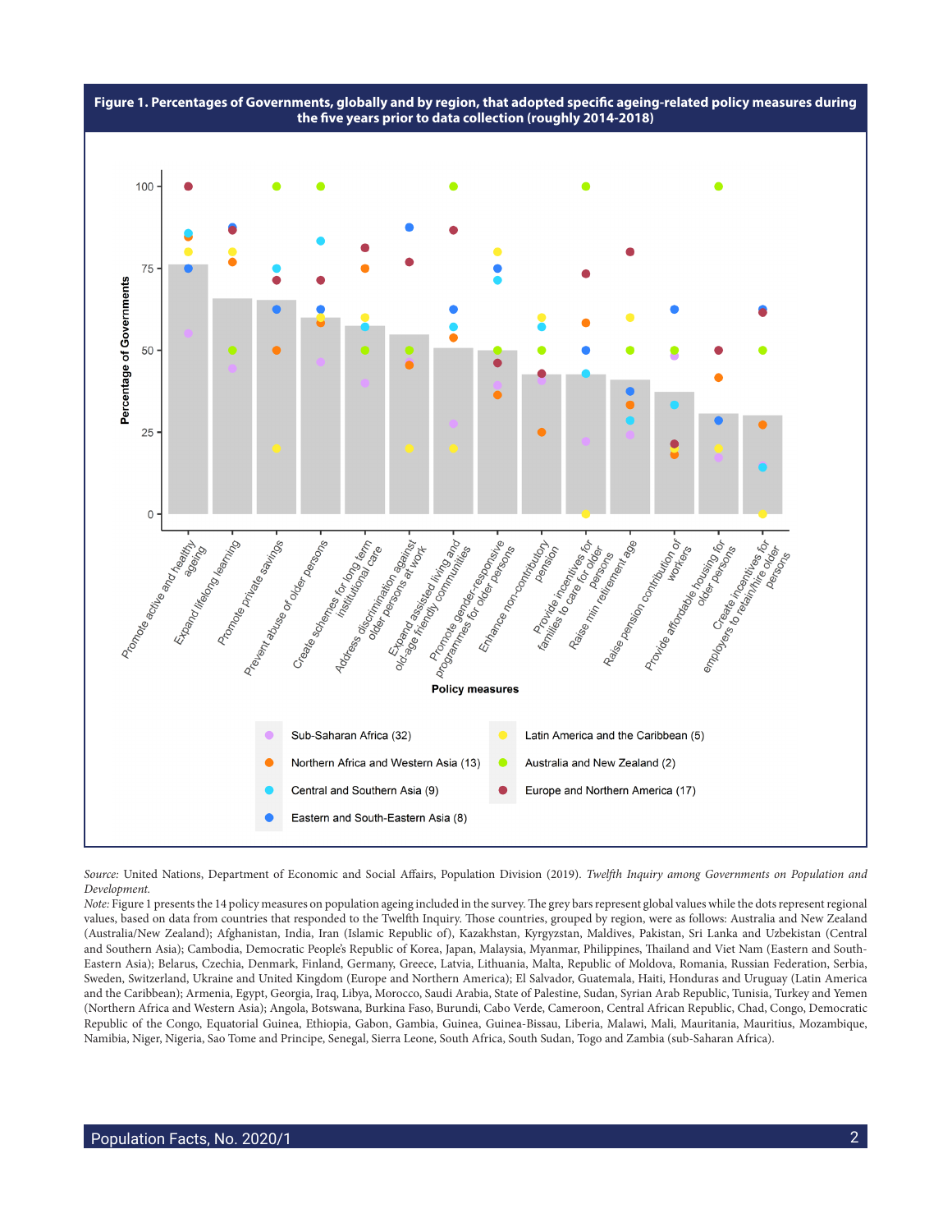**Figure 1. Percentages of Governments, globally and by region, that adopted specific ageing-related policy measures during the five years prior to data collection (roughly 2014-2018)**

*Source:* United Nations, Department of Economic and Social Affairs, Population Division (2019). *Twelfth Inquiry among Governments on Population and Development.*

*Note:* Figure 1 presents the 14 policy measures on population ageing included in the survey. The grey bars represent global values while the dots represent regional values, based on data from countries that responded to the Twelfth Inquiry. Those countries, grouped by region, were as follows: Australia and New Zealand (Australia/New Zealand); Afghanistan, India, Iran (Islamic Republic of), Kazakhstan, Kyrgyzstan, Maldives, Pakistan, Sri Lanka and Uzbekistan (Central and Southern Asia); Cambodia, Democratic People's Republic of Korea, Japan, Malaysia, Myanmar, Philippines, Thailand and Viet Nam (Eastern and South-Eastern Asia); Belarus, Czechia, Denmark, Finland, Germany, Greece, Latvia, Lithuania, Malta, Republic of Moldova, Romania, Russian Federation, Serbia, Sweden, Switzerland, Ukraine and United Kingdom (Europe and Northern America); El Salvador, Guatemala, Haiti, Honduras and Uruguay (Latin America and the Caribbean); Armenia, Egypt, Georgia, Iraq, Libya, Morocco, Saudi Arabia, State of Palestine, Sudan, Syrian Arab Republic, Tunisia, Turkey and Yemen (Northern Africa and Western Asia); Angola, Botswana, Burkina Faso, Burundi, Cabo Verde, Cameroon, Central African Republic, Chad, Congo, Democratic Republic of the Congo, Equatorial Guinea, Ethiopia, Gabon, Gambia, Guinea, Guinea-Bissau, Liberia, Malawi, Mali, Mauritania, Mauritius, Mozambique, Namibia, Niger, Nigeria, Sao Tome and Principe, Senegal, Sierra Leone, South Africa, South Sudan, Togo and Zambia (sub-Saharan Africa).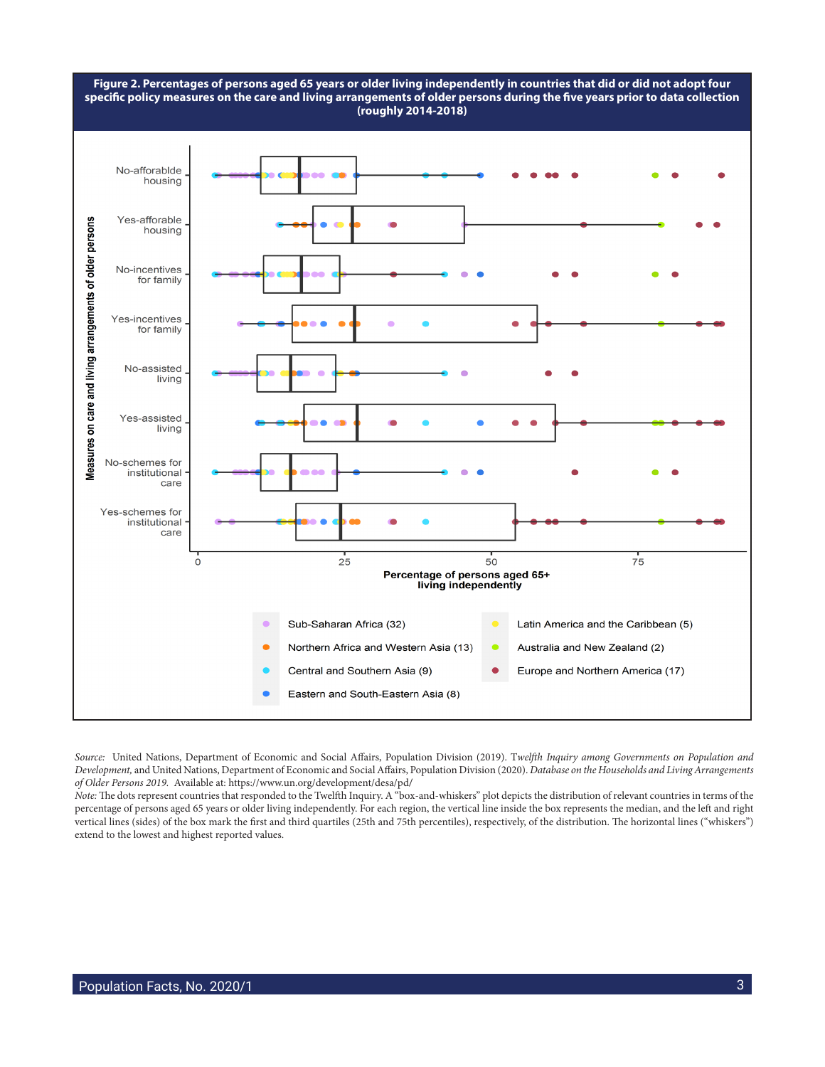**Figure 2. Percentages of persons aged 65 years or older living independently in countries that did or did not adopt four specific policy measures on the care and living arrangements of older persons during the five years prior to data collection (roughly 2014-2018)**

Measures on care and living arrangements of older persons

No-afforablde housing
Yes-afforable housing
No-incentives for family
Yes-incentives for family
No-assisted living
Yes-assisted living
No-schemes for institutional care
Yes-schemes for institutional care

0
25
50
75

Percentage of persons aged 65+ living independently

Sub-Saharan Africa (32)
Northern Africa and Western Asia (13)
Central and Southern Asia (9)
Eastern and South-Eastern Asia (8)
Latin America and the Caribbean (5)
Australia and New Zealand (2)
Europe and Northern America (17)

*Source:* United Nations, Department of Economic and Social Affairs, Population Division (2019). T*welfth Inquiry among Governments on Population and Development,* and United Nations, Department of Economic and Social Affairs, Population Division (2020). *Database on the Households and Living Arrangements of Older Persons 2019.* Available at: https://www.un.org/development/desa/pd/

*Note:* The dots represent countries that responded to the Twelfth Inquiry. A "box-and-whiskers" plot depicts the distribution of relevant countries in terms of the percentage of persons aged 65 years or older living independently. For each region, the vertical line inside the box represents the median, and the left and right vertical lines (sides) of the box mark the first and third quartiles (25th and 75th percentiles), respectively, of the distribution. The horizontal lines ("whiskers") extend to the lowest and highest reported values.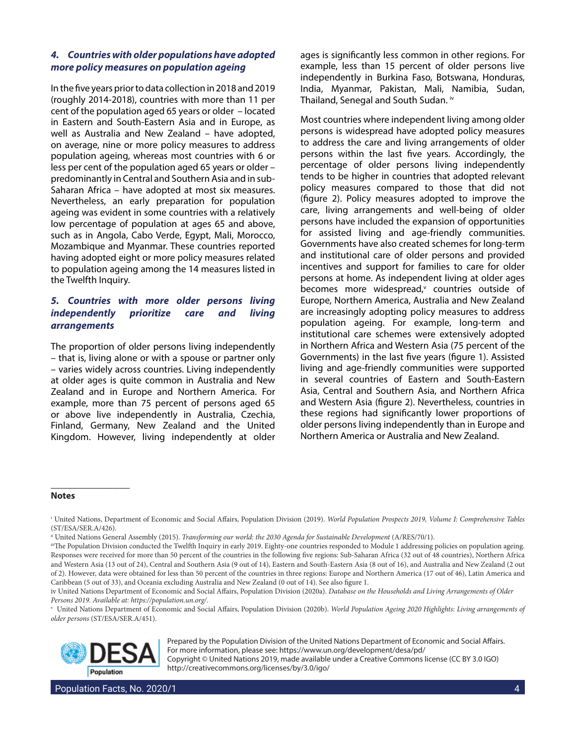### *4. Countries with older populations have adopted more policy measures on population ageing*

In the five years prior to data collection in 2018 and 2019 (roughly 2014-2018), countries with more than 11 per cent of the population aged 65 years or older – located in Eastern and South-Eastern Asia and in Europe, as well as Australia and New Zealand – have adopted, on average, nine or more policy measures to address population ageing, whereas most countries with 6 or less per cent of the population aged 65 years or older – predominantly in Central and Southern Asia and in sub-Saharan Africa – have adopted at most six measures. Nevertheless, an early preparation for population ageing was evident in some countries with a relatively low percentage of population at ages 65 and above, such as in Angola, Cabo Verde, Egypt, Mali, Morocco, Mozambique and Myanmar. These countries reported having adopted eight or more policy measures related to population ageing among the 14 measures listed in the Twelfth Inquiry.

### *5. Countries with more older persons living independently prioritize care and living arrangements*

The proportion of older persons living independently – that is, living alone or with a spouse or partner only – varies widely across countries. Living independently at older ages is quite common in Australia and New Zealand and in Europe and Northern America. For example, more than 75 percent of persons aged 65 or above live independently in Australia, Czechia, Finland, Germany, New Zealand and the United Kingdom. However, living independently at older ages is significantly less common in other regions. For example, less than 15 percent of older persons live independently in Burkina Faso, Botswana, Honduras, India, Myanmar, Pakistan, Mali, Namibia, Sudan, Thailand, Senegal and South Sudan.[iv]

Most countries where independent living among older persons is widespread have adopted policy measures to address the care and living arrangements of older persons within the last five years. Accordingly, the percentage of older persons living independently tends to be higher in countries that adopted relevant policy measures compared to those that did not (figure 2). Policy measures adopted to improve the care, living arrangements and well-being of older persons have included the expansion of opportunities for assisted living and age-friendly communities. Governments have also created schemes for long-term and institutional care of older persons and provided incentives and support for families to care for older persons at home. As independent living at older ages becomes more widespread,[v] countries outside of Europe, Northern America, Australia and New Zealand are increasingly adopting policy measures to address population ageing. For example, long-term and institutional care schemes were extensively adopted in Northern Africa and Western Asia (75 percent of the Governments) in the last five years (figure 1). Assisted living and age-friendly communities were supported in several countries of Eastern and South-Eastern Asia, Central and Southern Asia, and Northern Africa and Western Asia (figure 2). Nevertheless, countries in these regions had significantly lower proportions of older persons living independently than in Europe and Northern America or Australia and New Zealand.

**Notes**

[i] United Nations, Department of Economic and Social Affairs, Population Division (2019). *World Population Prospects 2019, Volume I: Comprehensive Tables* (ST/ESA/SER.A/426).

[ii] United Nations General Assembly (2015). *Transforming our world: the 2030 Agenda for Sustainable Development* (A/RES/70/1).

[iii] The Population Division conducted the Twelfth Inquiry in early 2019. Eighty-one countries responded to Module 1 addressing policies on population ageing. Responses were received for more than 50 percent of the countries in the following five regions: Sub-Saharan Africa (32 out of 48 countries), Northern Africa and Western Asia (13 out of 24), Central and Southern Asia (9 out of 14), Eastern and South-Eastern Asia (8 out of 16), and Australia and New Zealand (2 out of 2). However, data were obtained for less than 50 percent of the countries in three regions: Europe and Northern America (17 out of 46), Latin America and Caribbean (5 out of 33), and Oceania excluding Australia and New Zealand (0 out of 14). See also figure 1.

iv United Nations Department of Economic and Social Affairs, Population Division (2020a). *Database on the Households and Living Arrangements of Older Persons 2019. Available at: https://population.un.org/.*

[v] United Nations Department of Economic and Social Affairs, Population Division (2020b). *World Population Ageing 2020 Highlights: Living arrangements of older persons* (ST/ESA/SER.A/451).

Prepared by the Population Division of the United Nations Department of Economic and Social Affairs.
For more information, please see: https://www.un.org/development/desa/pd/
Copyright © United Nations 2019, made available under a Creative Commons license (CC BY 3.0 IGO)
http://creativecommons.org/licenses/by/3.0/igo/